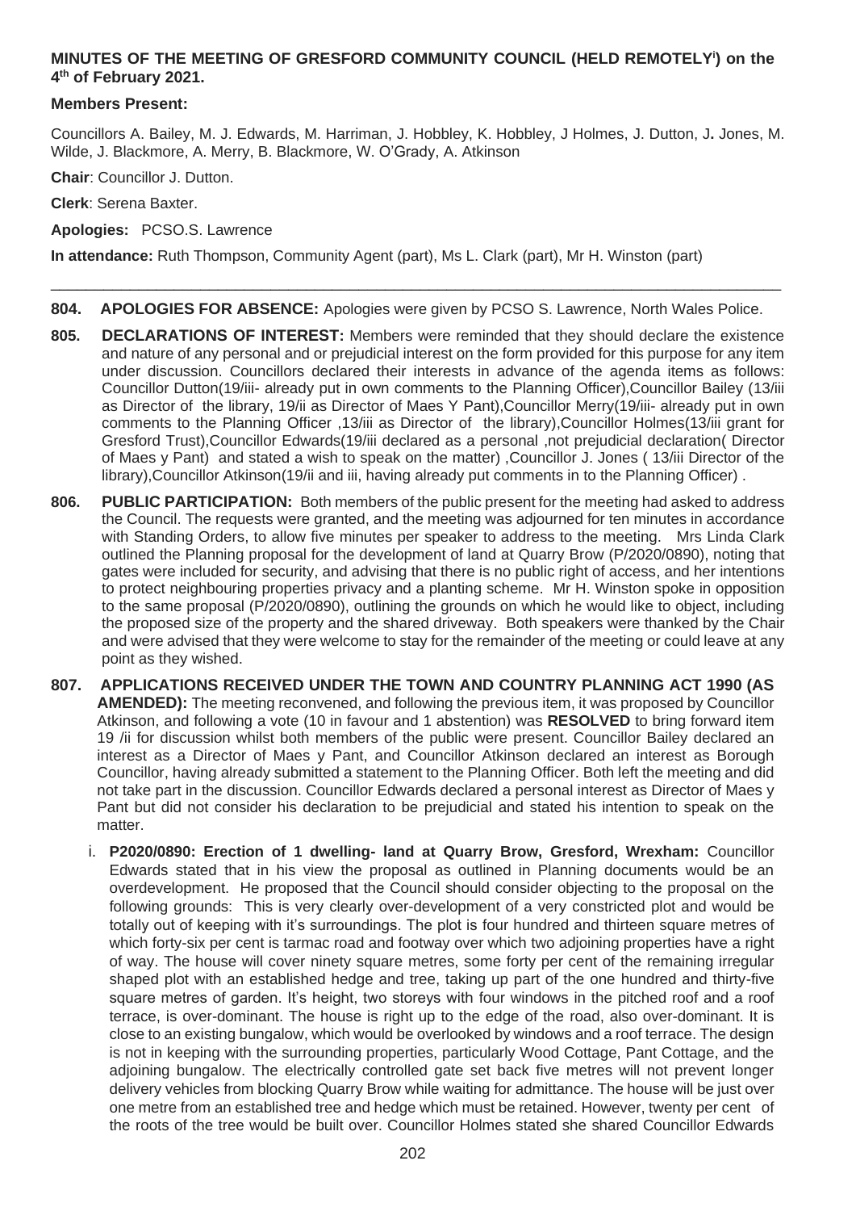# MINUTES OF THE MEETING OF GRESFORD COMMUNITY COUNCIL (HELD REMOTELY[i]) on the 4th of February 2021.

**Members Present:**

Councillors A. Bailey, M. J. Edwards, M. Harriman, J. Hobbley, K. Hobbley, J Holmes, J. Dutton, J**.** Jones, M. Wilde, J. Blackmore, A. Merry, B. Blackmore, W. O'Grady, A. Atkinson

**Chair**: Councillor J. Dutton.

**Clerk**: Serena Baxter.

**Apologies:** PCSO.S. Lawrence

**In attendance:** Ruth Thompson, Community Agent (part), Ms L. Clark (part), Mr H. Winston (part)

---

**804. APOLOGIES FOR ABSENCE:** Apologies were given by PCSO S. Lawrence, North Wales Police.

**805. DECLARATIONS OF INTEREST:** Members were reminded that they should declare the existence and nature of any personal and or prejudicial interest on the form provided for this purpose for any item under discussion. Councillors declared their interests in advance of the agenda items as follows: Councillor Dutton(19/iii- already put in own comments to the Planning Officer),Councillor Bailey (13/iii as Director of the library, 19/ii as Director of Maes Y Pant),Councillor Merry(19/iii- already put in own comments to the Planning Officer ,13/iii as Director of the library),Councillor Holmes(13/iii grant for Gresford Trust),Councillor Edwards(19/iii declared as a personal ,not prejudicial declaration( Director of Maes y Pant) and stated a wish to speak on the matter) ,Councillor J. Jones ( 13/iii Director of the library),Councillor Atkinson(19/ii and iii, having already put comments in to the Planning Officer) .

**806. PUBLIC PARTICIPATION:** Both members of the public present for the meeting had asked to address the Council. The requests were granted, and the meeting was adjourned for ten minutes in accordance with Standing Orders, to allow five minutes per speaker to address to the meeting. Mrs Linda Clark outlined the Planning proposal for the development of land at Quarry Brow (P/2020/0890), noting that gates were included for security, and advising that there is no public right of access, and her intentions to protect neighbouring properties privacy and a planting scheme. Mr H. Winston spoke in opposition to the same proposal (P/2020/0890), outlining the grounds on which he would like to object, including the proposed size of the property and the shared driveway. Both speakers were thanked by the Chair and were advised that they were welcome to stay for the remainder of the meeting or could leave at any point as they wished.

**807. APPLICATIONS RECEIVED UNDER THE TOWN AND COUNTRY PLANNING ACT 1990 (AS AMENDED):** The meeting reconvened, and following the previous item, it was proposed by Councillor Atkinson, and following a vote (10 in favour and 1 abstention) was **RESOLVED** to bring forward item 19 /ii for discussion whilst both members of the public were present. Councillor Bailey declared an interest as a Director of Maes y Pant, and Councillor Atkinson declared an interest as Borough Councillor, having already submitted a statement to the Planning Officer. Both left the meeting and did not take part in the discussion. Councillor Edwards declared a personal interest as Director of Maes y Pant but did not consider his declaration to be prejudicial and stated his intention to speak on the matter.

i. **P2020/0890: Erection of 1 dwelling- land at Quarry Brow, Gresford, Wrexham:** Councillor Edwards stated that in his view the proposal as outlined in Planning documents would be an overdevelopment. He proposed that the Council should consider objecting to the proposal on the following grounds: This is very clearly over-development of a very constricted plot and would be totally out of keeping with it's surroundings. The plot is four hundred and thirteen square metres of which forty-six per cent is tarmac road and footway over which two adjoining properties have a right of way. The house will cover ninety square metres, some forty per cent of the remaining irregular shaped plot with an established hedge and tree, taking up part of the one hundred and thirty-five square metres of garden. It's height, two storeys with four windows in the pitched roof and a roof terrace, is over-dominant. The house is right up to the edge of the road, also over-dominant. It is close to an existing bungalow, which would be overlooked by windows and a roof terrace. The design is not in keeping with the surrounding properties, particularly Wood Cottage, Pant Cottage, and the adjoining bungalow. The electrically controlled gate set back five metres will not prevent longer delivery vehicles from blocking Quarry Brow while waiting for admittance. The house will be just over one metre from an established tree and hedge which must be retained. However, twenty per cent of the roots of the tree would be built over. Councillor Holmes stated she shared Councillor Edwards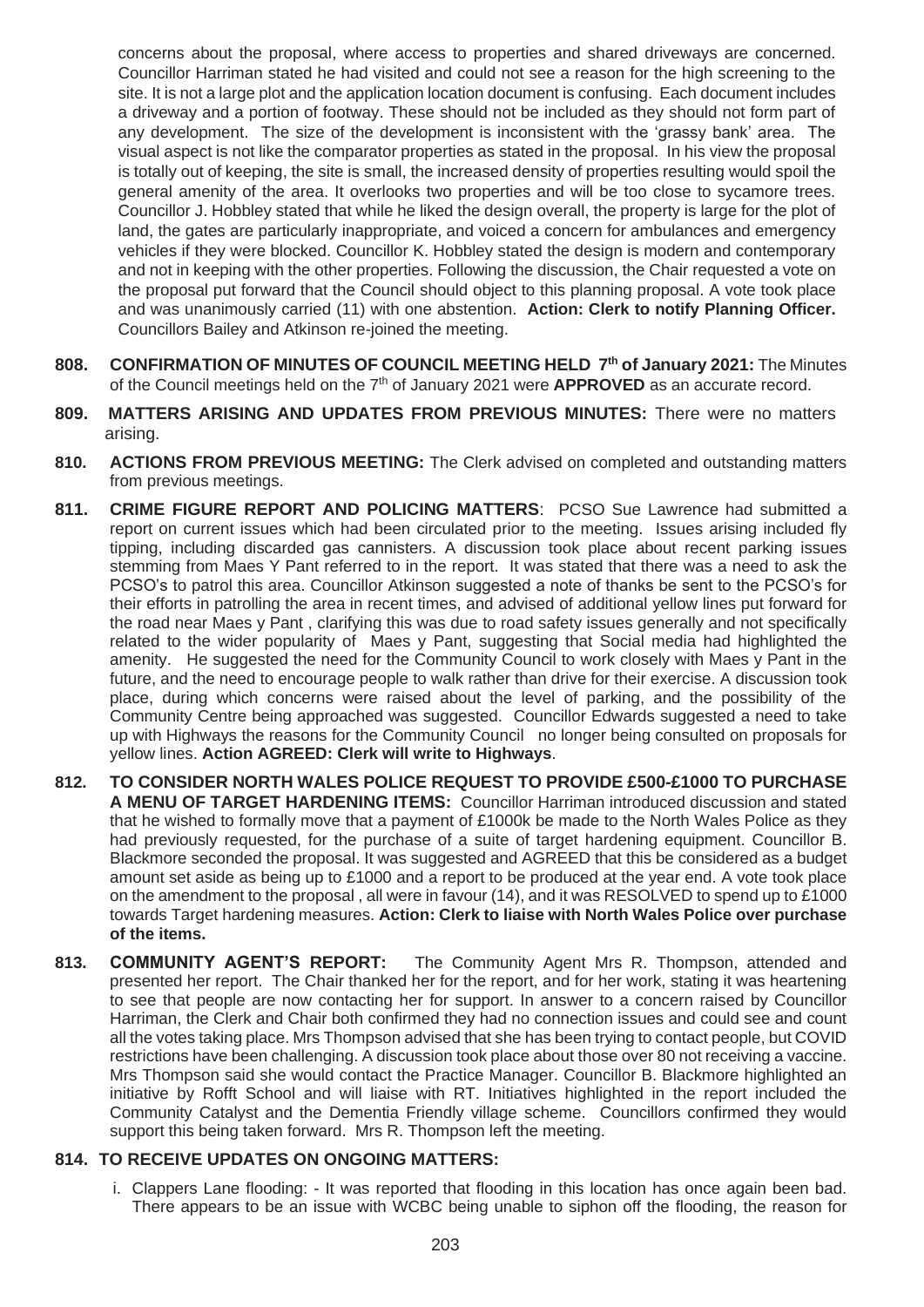concerns about the proposal, where access to properties and shared driveways are concerned. Councillor Harriman stated he had visited and could not see a reason for the high screening to the site. It is not a large plot and the application location document is confusing. Each document includes a driveway and a portion of footway. These should not be included as they should not form part of any development. The size of the development is inconsistent with the 'grassy bank' area. The visual aspect is not like the comparator properties as stated in the proposal. In his view the proposal is totally out of keeping, the site is small, the increased density of properties resulting would spoil the general amenity of the area. It overlooks two properties and will be too close to sycamore trees. Councillor J. Hobbley stated that while he liked the design overall, the property is large for the plot of land, the gates are particularly inappropriate, and voiced a concern for ambulances and emergency vehicles if they were blocked. Councillor K. Hobbley stated the design is modern and contemporary and not in keeping with the other properties. Following the discussion, the Chair requested a vote on the proposal put forward that the Council should object to this planning proposal. A vote took place and was unanimously carried (11) with one abstention. **Action: Clerk to notify Planning Officer.** Councillors Bailey and Atkinson re-joined the meeting.

**808. CONFIRMATION OF MINUTES OF COUNCIL MEETING HELD 7th of January 2021:** The Minutes of the Council meetings held on the 7th of January 2021 were **APPROVED** as an accurate record.

**809. MATTERS ARISING AND UPDATES FROM PREVIOUS MINUTES:** There were no matters arising.

**810. ACTIONS FROM PREVIOUS MEETING:** The Clerk advised on completed and outstanding matters from previous meetings.

**811. CRIME FIGURE REPORT AND POLICING MATTERS**: PCSO Sue Lawrence had submitted a report on current issues which had been circulated prior to the meeting. Issues arising included fly tipping, including discarded gas cannisters. A discussion took place about recent parking issues stemming from Maes Y Pant referred to in the report. It was stated that there was a need to ask the PCSO's to patrol this area. Councillor Atkinson suggested a note of thanks be sent to the PCSO's for their efforts in patrolling the area in recent times, and advised of additional yellow lines put forward for the road near Maes y Pant , clarifying this was due to road safety issues generally and not specifically related to the wider popularity of Maes y Pant, suggesting that Social media had highlighted the amenity. He suggested the need for the Community Council to work closely with Maes y Pant in the future, and the need to encourage people to walk rather than drive for their exercise. A discussion took place, during which concerns were raised about the level of parking, and the possibility of the Community Centre being approached was suggested. Councillor Edwards suggested a need to take up with Highways the reasons for the Community Council no longer being consulted on proposals for yellow lines. **Action AGREED: Clerk will write to Highways**.

**812. TO CONSIDER NORTH WALES POLICE REQUEST TO PROVIDE £500-£1000 TO PURCHASE A MENU OF TARGET HARDENING ITEMS:** Councillor Harriman introduced discussion and stated that he wished to formally move that a payment of £1000k be made to the North Wales Police as they had previously requested, for the purchase of a suite of target hardening equipment. Councillor B. Blackmore seconded the proposal. It was suggested and AGREED that this be considered as a budget amount set aside as being up to £1000 and a report to be produced at the year end. A vote took place on the amendment to the proposal , all were in favour (14), and it was RESOLVED to spend up to £1000 towards Target hardening measures. **Action: Clerk to liaise with North Wales Police over purchase of the items.**

**813. COMMUNITY AGENT'S REPORT:** The Community Agent Mrs R. Thompson, attended and presented her report. The Chair thanked her for the report, and for her work, stating it was heartening to see that people are now contacting her for support. In answer to a concern raised by Councillor Harriman, the Clerk and Chair both confirmed they had no connection issues and could see and count all the votes taking place. Mrs Thompson advised that she has been trying to contact people, but COVID restrictions have been challenging. A discussion took place about those over 80 not receiving a vaccine. Mrs Thompson said she would contact the Practice Manager. Councillor B. Blackmore highlighted an initiative by Rofft School and will liaise with RT. Initiatives highlighted in the report included the Community Catalyst and the Dementia Friendly village scheme. Councillors confirmed they would support this being taken forward. Mrs R. Thompson left the meeting.

**814. TO RECEIVE UPDATES ON ONGOING MATTERS:**

i. Clappers Lane flooding: - It was reported that flooding in this location has once again been bad. There appears to be an issue with WCBC being unable to siphon off the flooding, the reason for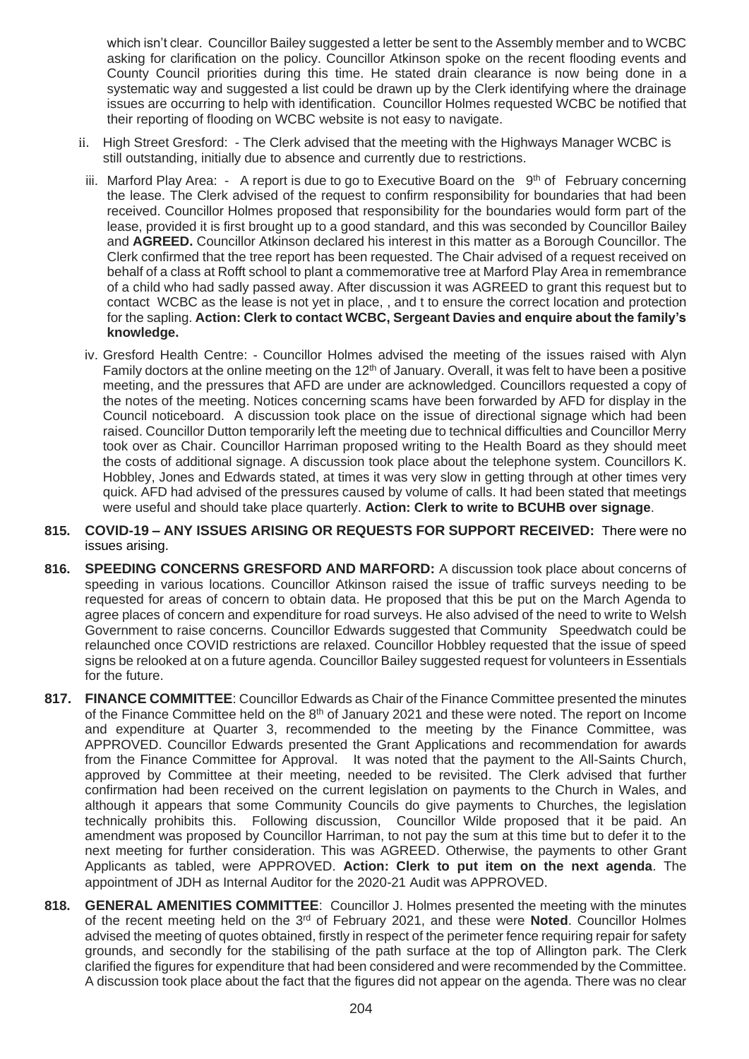which isn't clear. Councillor Bailey suggested a letter be sent to the Assembly member and to WCBC asking for clarification on the policy. Councillor Atkinson spoke on the recent flooding events and County Council priorities during this time. He stated drain clearance is now being done in a systematic way and suggested a list could be drawn up by the Clerk identifying where the drainage issues are occurring to help with identification. Councillor Holmes requested WCBC be notified that their reporting of flooding on WCBC website is not easy to navigate.

ii. High Street Gresford: - The Clerk advised that the meeting with the Highways Manager WCBC is still outstanding, initially due to absence and currently due to restrictions.

iii. Marford Play Area: - A report is due to go to Executive Board on the 9th of February concerning the lease. The Clerk advised of the request to confirm responsibility for boundaries that had been received. Councillor Holmes proposed that responsibility for the boundaries would form part of the lease, provided it is first brought up to a good standard, and this was seconded by Councillor Bailey and **AGREED.** Councillor Atkinson declared his interest in this matter as a Borough Councillor. The Clerk confirmed that the tree report has been requested. The Chair advised of a request received on behalf of a class at Rofft school to plant a commemorative tree at Marford Play Area in remembrance of a child who had sadly passed away. After discussion it was AGREED to grant this request but to contact WCBC as the lease is not yet in place, , and t to ensure the correct location and protection for the sapling. **Action: Clerk to contact WCBC, Sergeant Davies and enquire about the family's knowledge.**

iv. Gresford Health Centre: - Councillor Holmes advised the meeting of the issues raised with Alyn Family doctors at the online meeting on the 12th of January. Overall, it was felt to have been a positive meeting, and the pressures that AFD are under are acknowledged. Councillors requested a copy of the notes of the meeting. Notices concerning scams have been forwarded by AFD for display in the Council noticeboard. A discussion took place on the issue of directional signage which had been raised. Councillor Dutton temporarily left the meeting due to technical difficulties and Councillor Merry took over as Chair. Councillor Harriman proposed writing to the Health Board as they should meet the costs of additional signage. A discussion took place about the telephone system. Councillors K. Hobbley, Jones and Edwards stated, at times it was very slow in getting through at other times very quick. AFD had advised of the pressures caused by volume of calls. It had been stated that meetings were useful and should take place quarterly. **Action: Clerk to write to BCUHB over signage**.

**815. COVID-19 – ANY ISSUES ARISING OR REQUESTS FOR SUPPORT RECEIVED:** There were no issues arising.

**816. SPEEDING CONCERNS GRESFORD AND MARFORD:** A discussion took place about concerns of speeding in various locations. Councillor Atkinson raised the issue of traffic surveys needing to be requested for areas of concern to obtain data. He proposed that this be put on the March Agenda to agree places of concern and expenditure for road surveys. He also advised of the need to write to Welsh Government to raise concerns. Councillor Edwards suggested that Community Speedwatch could be relaunched once COVID restrictions are relaxed. Councillor Hobbley requested that the issue of speed signs be relooked at on a future agenda. Councillor Bailey suggested request for volunteers in Essentials for the future.

**817. FINANCE COMMITTEE**: Councillor Edwards as Chair of the Finance Committee presented the minutes of the Finance Committee held on the 8th of January 2021 and these were noted. The report on Income and expenditure at Quarter 3, recommended to the meeting by the Finance Committee, was APPROVED. Councillor Edwards presented the Grant Applications and recommendation for awards from the Finance Committee for Approval. It was noted that the payment to the All-Saints Church, approved by Committee at their meeting, needed to be revisited. The Clerk advised that further confirmation had been received on the current legislation on payments to the Church in Wales, and although it appears that some Community Councils do give payments to Churches, the legislation technically prohibits this. Following discussion, Councillor Wilde proposed that it be paid. An amendment was proposed by Councillor Harriman, to not pay the sum at this time but to defer it to the next meeting for further consideration. This was AGREED. Otherwise, the payments to other Grant Applicants as tabled, were APPROVED. **Action: Clerk to put item on the next agenda**. The appointment of JDH as Internal Auditor for the 2020-21 Audit was APPROVED.

**818. GENERAL AMENITIES COMMITTEE**: Councillor J. Holmes presented the meeting with the minutes of the recent meeting held on the 3rd of February 2021, and these were **Noted**. Councillor Holmes advised the meeting of quotes obtained, firstly in respect of the perimeter fence requiring repair for safety grounds, and secondly for the stabilising of the path surface at the top of Allington park. The Clerk clarified the figures for expenditure that had been considered and were recommended by the Committee. A discussion took place about the fact that the figures did not appear on the agenda. There was no clear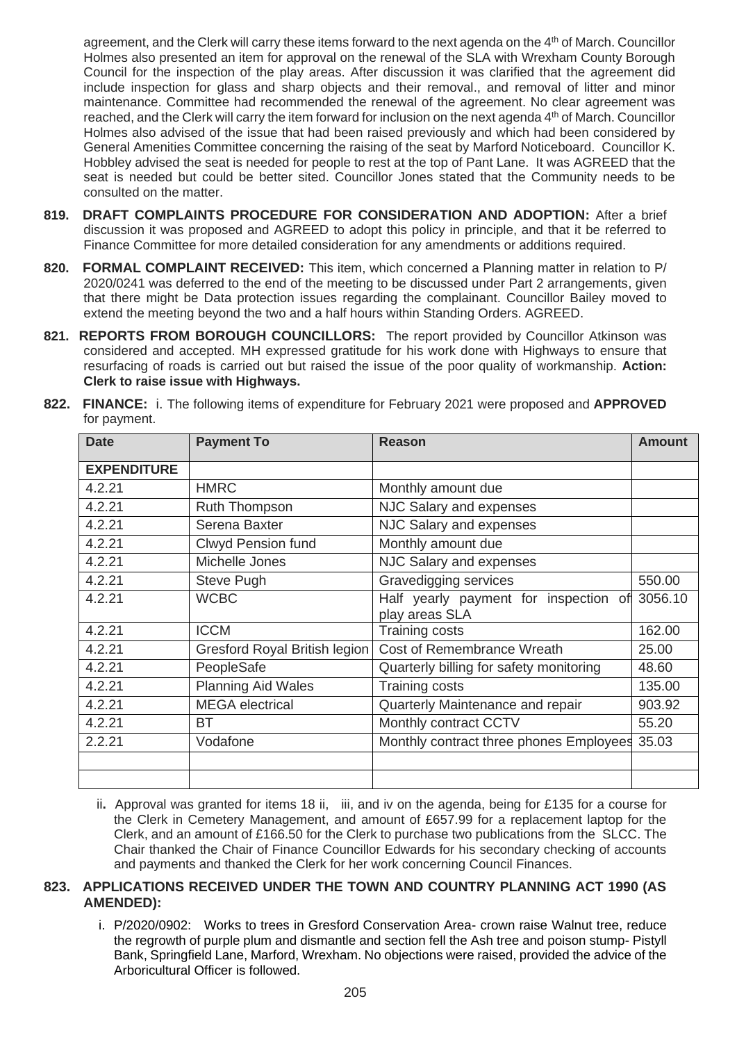agreement, and the Clerk will carry these items forward to the next agenda on the 4th of March. Councillor Holmes also presented an item for approval on the renewal of the SLA with Wrexham County Borough Council for the inspection of the play areas. After discussion it was clarified that the agreement did include inspection for glass and sharp objects and their removal., and removal of litter and minor maintenance. Committee had recommended the renewal of the agreement. No clear agreement was reached, and the Clerk will carry the item forward for inclusion on the next agenda 4th of March. Councillor Holmes also advised of the issue that had been raised previously and which had been considered by General Amenities Committee concerning the raising of the seat by Marford Noticeboard. Councillor K. Hobbley advised the seat is needed for people to rest at the top of Pant Lane. It was AGREED that the seat is needed but could be better sited. Councillor Jones stated that the Community needs to be consulted on the matter.

**819. DRAFT COMPLAINTS PROCEDURE FOR CONSIDERATION AND ADOPTION:** After a brief discussion it was proposed and AGREED to adopt this policy in principle, and that it be referred to Finance Committee for more detailed consideration for any amendments or additions required.

**820. FORMAL COMPLAINT RECEIVED:** This item, which concerned a Planning matter in relation to P/ 2020/0241 was deferred to the end of the meeting to be discussed under Part 2 arrangements, given that there might be Data protection issues regarding the complainant. Councillor Bailey moved to extend the meeting beyond the two and a half hours within Standing Orders. AGREED.

**821. REPORTS FROM BOROUGH COUNCILLORS:** The report provided by Councillor Atkinson was considered and accepted. MH expressed gratitude for his work done with Highways to ensure that resurfacing of roads is carried out but raised the issue of the poor quality of workmanship. **Action: Clerk to raise issue with Highways.**

**822. FINANCE:** i. The following items of expenditure for February 2021 were proposed and **APPROVED** for payment.

| Date | Payment To | Reason | Amount |
|---|---|---|---|
| **EXPENDITURE** | | | |
| 4.2.21 | HMRC | Monthly amount due | |
| 4.2.21 | Ruth Thompson | NJC Salary and expenses | |
| 4.2.21 | Serena Baxter | NJC Salary and expenses | |
| 4.2.21 | Clwyd Pension fund | Monthly amount due | |
| 4.2.21 | Michelle Jones | NJC Salary and expenses | |
| 4.2.21 | Steve Pugh | Gravedigging services | 550.00 |
| 4.2.21 | WCBC | Half yearly payment for inspection of play areas SLA | 3056.10 |
| 4.2.21 | ICCM | Training costs | 162.00 |
| 4.2.21 | Gresford Royal British legion | Cost of Remembrance Wreath | 25.00 |
| 4.2.21 | PeopleSafe | Quarterly billing for safety monitoring | 48.60 |
| 4.2.21 | Planning Aid Wales | Training costs | 135.00 |
| 4.2.21 | MEGA electrical | Quarterly Maintenance and repair | 903.92 |
| 4.2.21 | BT | Monthly contract CCTV | 55.20 |
| 2.2.21 | Vodafone | Monthly contract three phones Employees | 35.03 |
| | | | |
| | | | |

ii. Approval was granted for items 18 ii, iii, and iv on the agenda, being for £135 for a course for the Clerk in Cemetery Management, and amount of £657.99 for a replacement laptop for the Clerk, and an amount of £166.50 for the Clerk to purchase two publications from the SLCC. The Chair thanked the Chair of Finance Councillor Edwards for his secondary checking of accounts and payments and thanked the Clerk for her work concerning Council Finances.

**823. APPLICATIONS RECEIVED UNDER THE TOWN AND COUNTRY PLANNING ACT 1990 (AS AMENDED):**

i. P/2020/0902: Works to trees in Gresford Conservation Area- crown raise Walnut tree, reduce the regrowth of purple plum and dismantle and section fell the Ash tree and poison stump- Pistyll Bank, Springfield Lane, Marford, Wrexham. No objections were raised, provided the advice of the Arboricultural Officer is followed.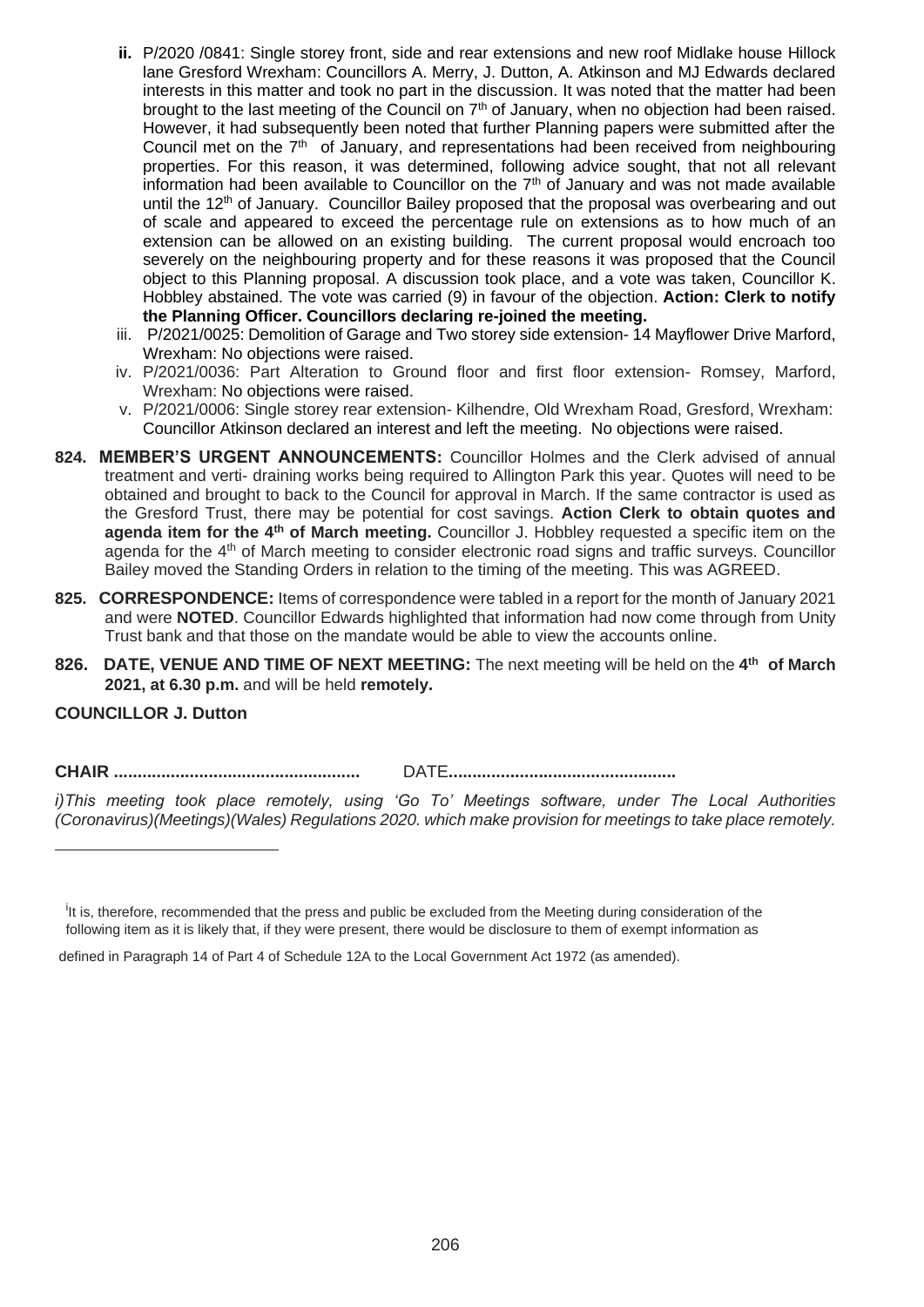- **ii.** P/2020 /0841: Single storey front, side and rear extensions and new roof Midlake house Hillock lane Gresford Wrexham: Councillors A. Merry, J. Dutton, A. Atkinson and MJ Edwards declared interests in this matter and took no part in the discussion. It was noted that the matter had been brought to the last meeting of the Council on 7th of January, when no objection had been raised. However, it had subsequently been noted that further Planning papers were submitted after the Council met on the 7th of January, and representations had been received from neighbouring properties. For this reason, it was determined, following advice sought, that not all relevant information had been available to Councillor on the 7th of January and was not made available until the 12th of January. Councillor Bailey proposed that the proposal was overbearing and out of scale and appeared to exceed the percentage rule on extensions as to how much of an extension can be allowed on an existing building. The current proposal would encroach too severely on the neighbouring property and for these reasons it was proposed that the Council object to this Planning proposal. A discussion took place, and a vote was taken, Councillor K. Hobbley abstained. The vote was carried (9) in favour of the objection. **Action: Clerk to notify the Planning Officer. Councillors declaring re-joined the meeting.**
- iii. P/2021/0025: Demolition of Garage and Two storey side extension- 14 Mayflower Drive Marford, Wrexham: No objections were raised.
- iv. P/2021/0036: Part Alteration to Ground floor and first floor extension- Romsey, Marford, Wrexham: No objections were raised.
- v. P/2021/0006: Single storey rear extension- Kilhendre, Old Wrexham Road, Gresford, Wrexham: Councillor Atkinson declared an interest and left the meeting. No objections were raised.

**824. MEMBER'S URGENT ANNOUNCEMENTS:** Councillor Holmes and the Clerk advised of annual treatment and verti- draining works being required to Allington Park this year. Quotes will need to be obtained and brought to back to the Council for approval in March. If the same contractor is used as the Gresford Trust, there may be potential for cost savings. **Action Clerk to obtain quotes and agenda item for the 4th of March meeting.** Councillor J. Hobbley requested a specific item on the agenda for the 4th of March meeting to consider electronic road signs and traffic surveys. Councillor Bailey moved the Standing Orders in relation to the timing of the meeting. This was AGREED.

**825. CORRESPONDENCE:** Items of correspondence were tabled in a report for the month of January 2021 and were **NOTED**. Councillor Edwards highlighted that information had now come through from Unity Trust bank and that those on the mandate would be able to view the accounts online.

**826. DATE, VENUE AND TIME OF NEXT MEETING:** The next meeting will be held on the **4th of March 2021, at 6.30 p.m.** and will be held **remotely.**

**COUNCILLOR J. Dutton**

**CHAIR ...................................................** DATE**...............................................**

*i)This meeting took place remotely, using 'Go To' Meetings software, under The Local Authorities (Coronavirus)(Meetings)(Wales) Regulations 2020. which make provision for meetings to take place remotely.*

---

[i]It is, therefore, recommended that the press and public be excluded from the Meeting during consideration of the following item as it is likely that, if they were present, there would be disclosure to them of exempt information as

defined in Paragraph 14 of Part 4 of Schedule 12A to the Local Government Act 1972 (as amended).